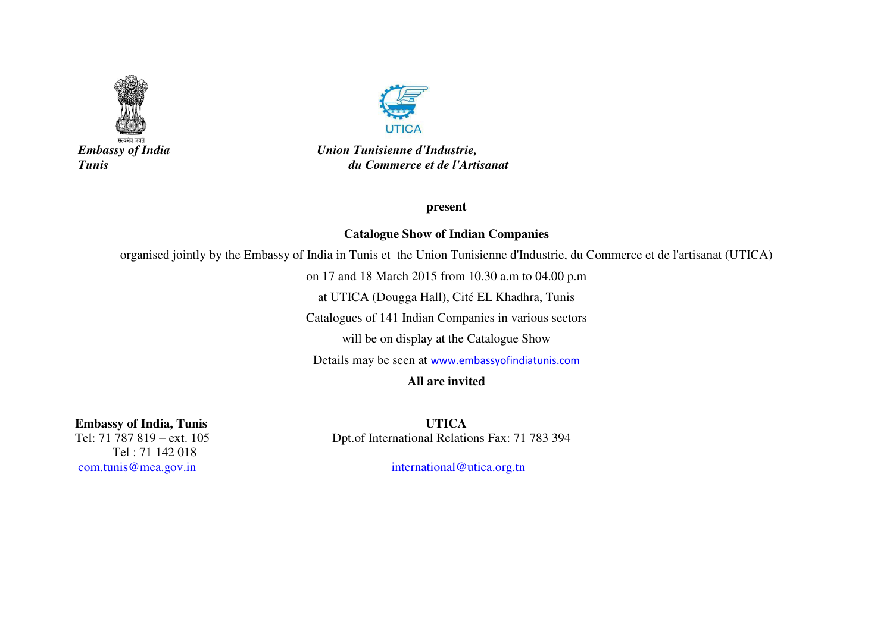*Embassy of India*
*Tunis*

*Union Tunisienne d'Industrie,*
*du Commerce et de l'Artisanat*

**present**

**Catalogue Show of Indian Companies**

organised jointly by the Embassy of India in Tunis et the Union Tunisienne d'Industrie, du Commerce et de l'artisanat (UTICA)

on 17 and 18 March 2015 from 10.30 a.m to 04.00 p.m

at UTICA (Dougga Hall), Cité EL Khadhra, Tunis

Catalogues of 141 Indian Companies in various sectors

will be on display at the Catalogue Show

Details may be seen at www.embassyofindiatunis.com

**All are invited**

**Embassy of India, Tunis**
Tel: 71 787 819 – ext. 105
Tel : 71 142 018
com.tunis@mea.gov.in

**UTICA**
Dpt.of International Relations Fax: 71 783 394

international@utica.org.tn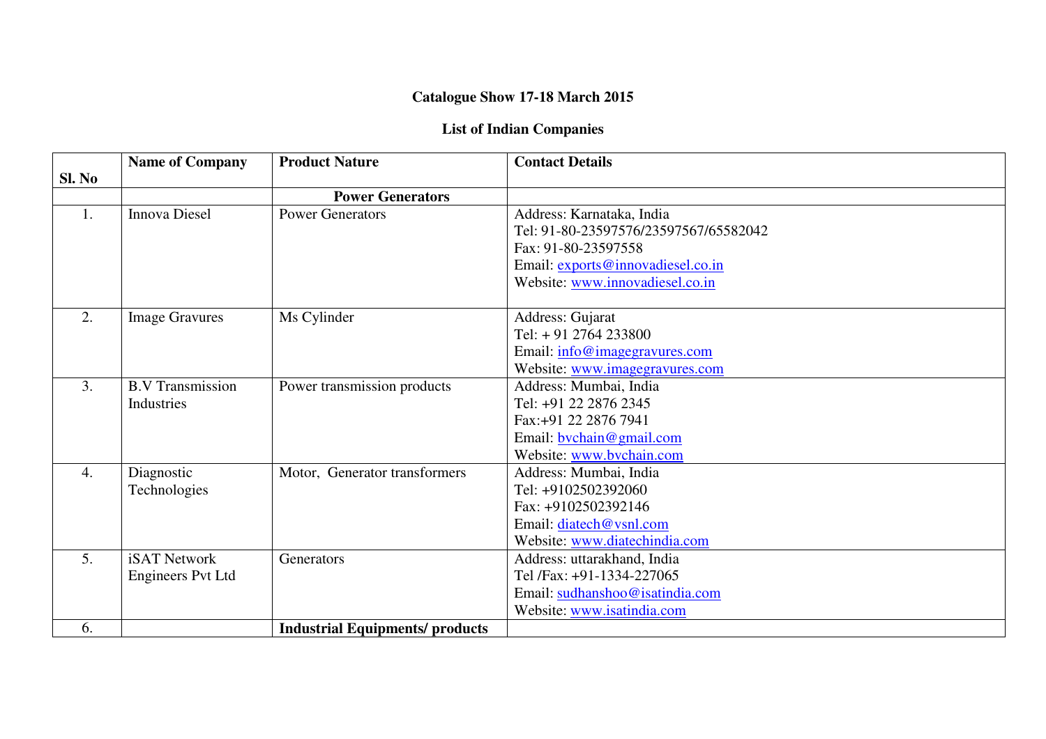**Catalogue Show 17-18 March 2015**

**List of Indian Companies**

| Sl. No | Name of Company | Product Nature | Contact Details |
|---|---|---|---|
| | | **Power Generators** | |
| 1. | Innova Diesel | Power Generators | Address: Karnataka, India<br>Tel: 91-80-23597576/23597567/65582042<br>Fax: 91-80-23597558<br>Email: exports@innovadiesel.co.in<br>Website: www.innovadiesel.co.in |
| 2. | Image Gravures | Ms Cylinder | Address: Gujarat<br>Tel: + 91 2764 233800<br>Email: info@imagegravures.com<br>Website: www.imagegravures.com |
| 3. | B.V Transmission Industries | Power transmission products | Address: Mumbai, India<br>Tel: +91 22 2876 2345<br>Fax:+91 22 2876 7941<br>Email: bvchain@gmail.com<br>Website: www.bvchain.com |
| 4. | Diagnostic Technologies | Motor, Generator transformers | Address: Mumbai, India<br>Tel: +9102502392060<br>Fax: +9102502392146<br>Email: diatech@vsnl.com<br>Website: www.diatechindia.com |
| 5. | iSAT Network Engineers Pvt Ltd | Generators | Address: uttarakhand, India<br>Tel /Fax: +91-1334-227065<br>Email: sudhanshoo@isatindia.com<br>Website: www.isatindia.com |
| 6. | | **Industrial Equipments/ products** | |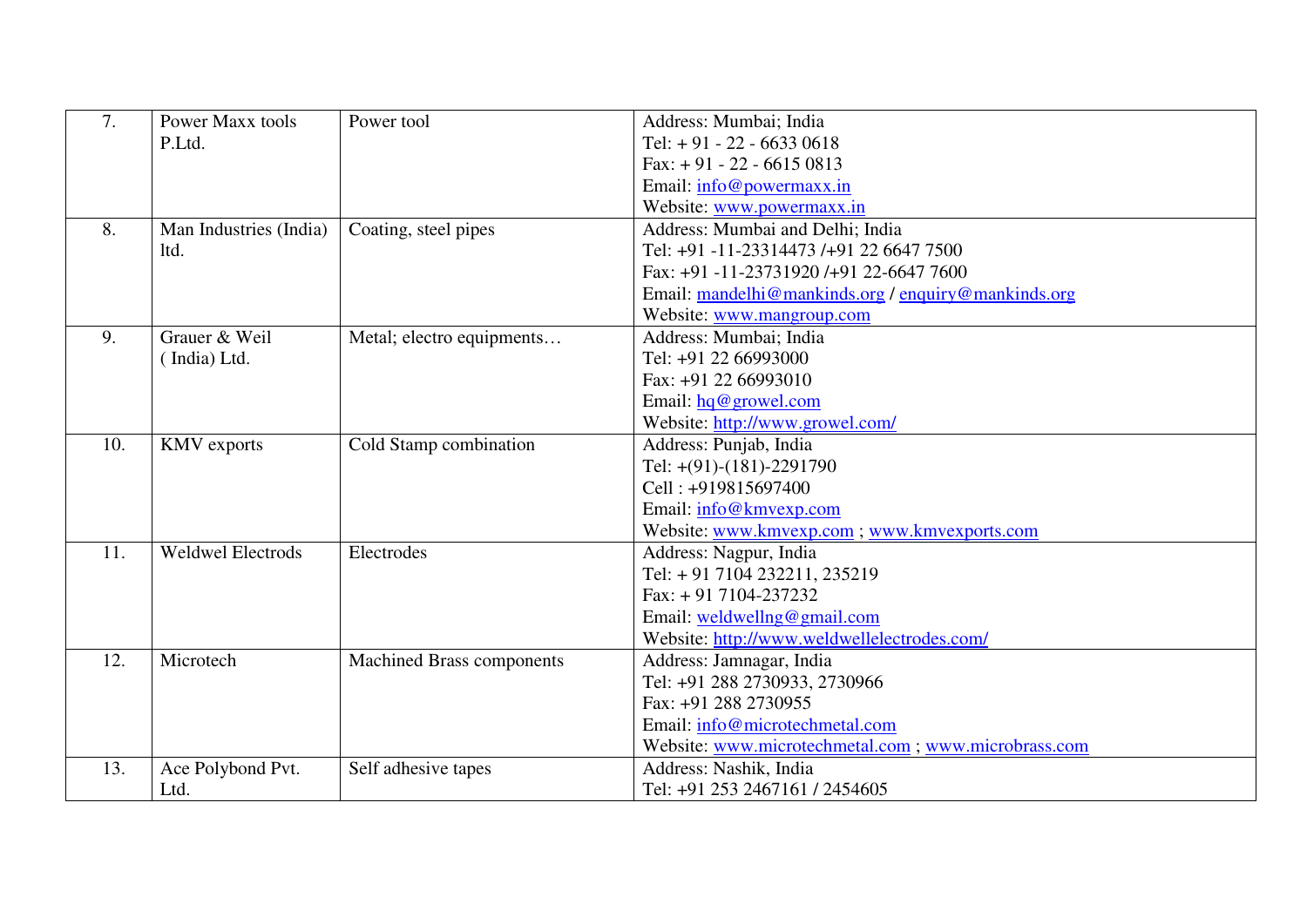| | | | |
|---|---|---|---|
| 7. | Power Maxx tools P.Ltd. | Power tool | Address: Mumbai; India<br>Tel: + 91 - 22 - 6633 0618<br>Fax: + 91 - 22 - 6615 0813<br>Email: info@powermaxx.in<br>Website: www.powermaxx.in |
| 8. | Man Industries (India) ltd. | Coating, steel pipes | Address: Mumbai and Delhi; India<br>Tel: +91 -11-23314473 /+91 22 6647 7500<br>Fax: +91 -11-23731920 /+91 22-6647 7600<br>Email: mandelhi@mankinds.org / enquiry@mankinds.org<br>Website: www.mangroup.com |
| 9. | Grauer & Weil ( India) Ltd. | Metal; electro equipments… | Address: Mumbai; India<br>Tel: +91 22 66993000<br>Fax: +91 22 66993010<br>Email: hq@growel.com<br>Website: http://www.growel.com/ |
| 10. | KMV exports | Cold Stamp combination | Address: Punjab, India<br>Tel: +(91)-(181)-2291790<br>Cell : +919815697400<br>Email: info@kmvexp.com<br>Website: www.kmvexp.com ; www.kmvexports.com |
| 11. | Weldwel Electrods | Electrodes | Address: Nagpur, India<br>Tel: + 91 7104 232211, 235219<br>Fax: + 91 7104-237232<br>Email: weldwellng@gmail.com<br>Website: http://www.weldwellelectrodes.com/ |
| 12. | Microtech | Machined Brass components | Address: Jamnagar, India<br>Tel: +91 288 2730933, 2730966<br>Fax: +91 288 2730955<br>Email: info@microtechmetal.com<br>Website: www.microtechmetal.com ; www.microbrass.com |
| 13. | Ace Polybond Pvt. Ltd. | Self adhesive tapes | Address: Nashik, India<br>Tel: +91 253 2467161 / 2454605 |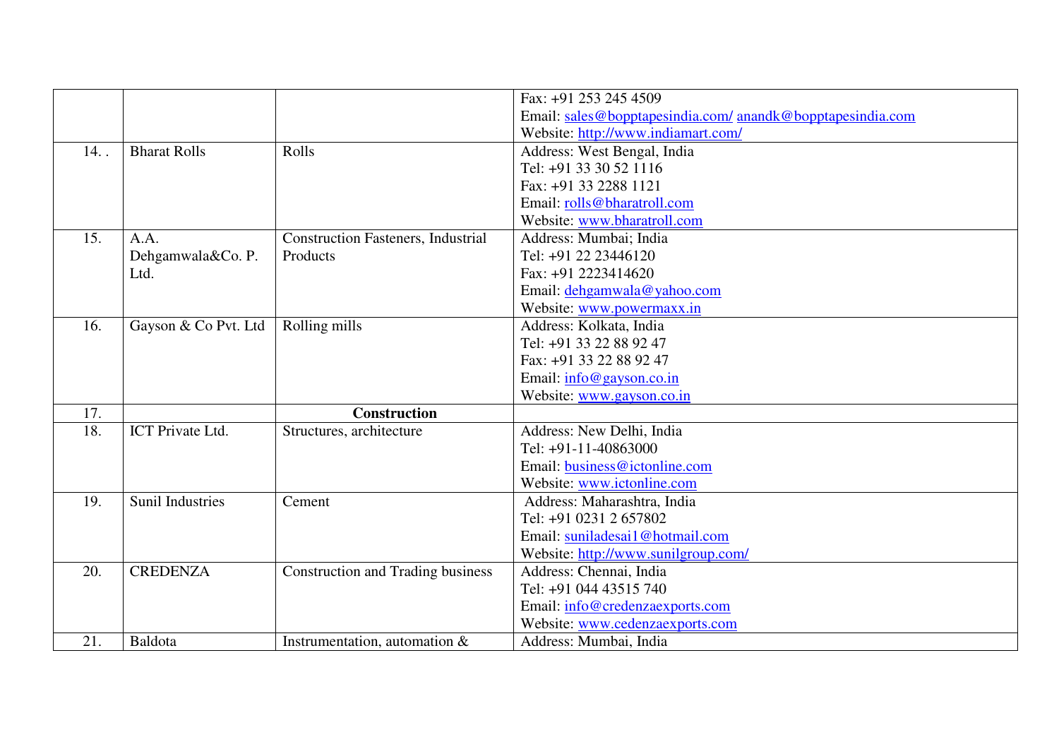| | | | |
|---|---|---|---|
| | | | Fax: +91 253 245 4509<br>Email: sales@bopptapesindia.com/ anandk@bopptapesindia.com<br>Website: http://www.indiamart.com/ |
| 14. . | Bharat Rolls | Rolls | Address: West Bengal, India<br>Tel: +91 33 30 52 1116<br>Fax: +91 33 2288 1121<br>Email: rolls@bharatroll.com<br>Website: www.bharatroll.com |
| 15. | A.A. Dehgamwala&Co. P. Ltd. | Construction Fasteners, Industrial Products | Address: Mumbai; India<br>Tel: +91 22 23446120<br>Fax: +91 2223414620<br>Email: dehgamwala@yahoo.com<br>Website: www.powermaxx.in |
| 16. | Gayson & Co Pvt. Ltd | Rolling mills | Address: Kolkata, India<br>Tel: +91 33 22 88 92 47<br>Fax: +91 33 22 88 92 47<br>Email: info@gayson.co.in<br>Website: www.gayson.co.in |
| 17. | | **Construction** | |
| 18. | ICT Private Ltd. | Structures, architecture | Address: New Delhi, India<br>Tel: +91-11-40863000<br>Email: business@ictonline.com<br>Website: www.ictonline.com |
| 19. | Sunil Industries | Cement | Address: Maharashtra, India<br>Tel: +91 0231 2 657802<br>Email: suniladesai1@hotmail.com<br>Website: http://www.sunilgroup.com/ |
| 20. | CREDENZA | Construction and Trading business | Address: Chennai, India<br>Tel: +91 044 43515 740<br>Email: info@credenzaexports.com<br>Website: www.cedenzaexports.com |
| 21. | Baldota | Instrumentation, automation & | Address: Mumbai, India |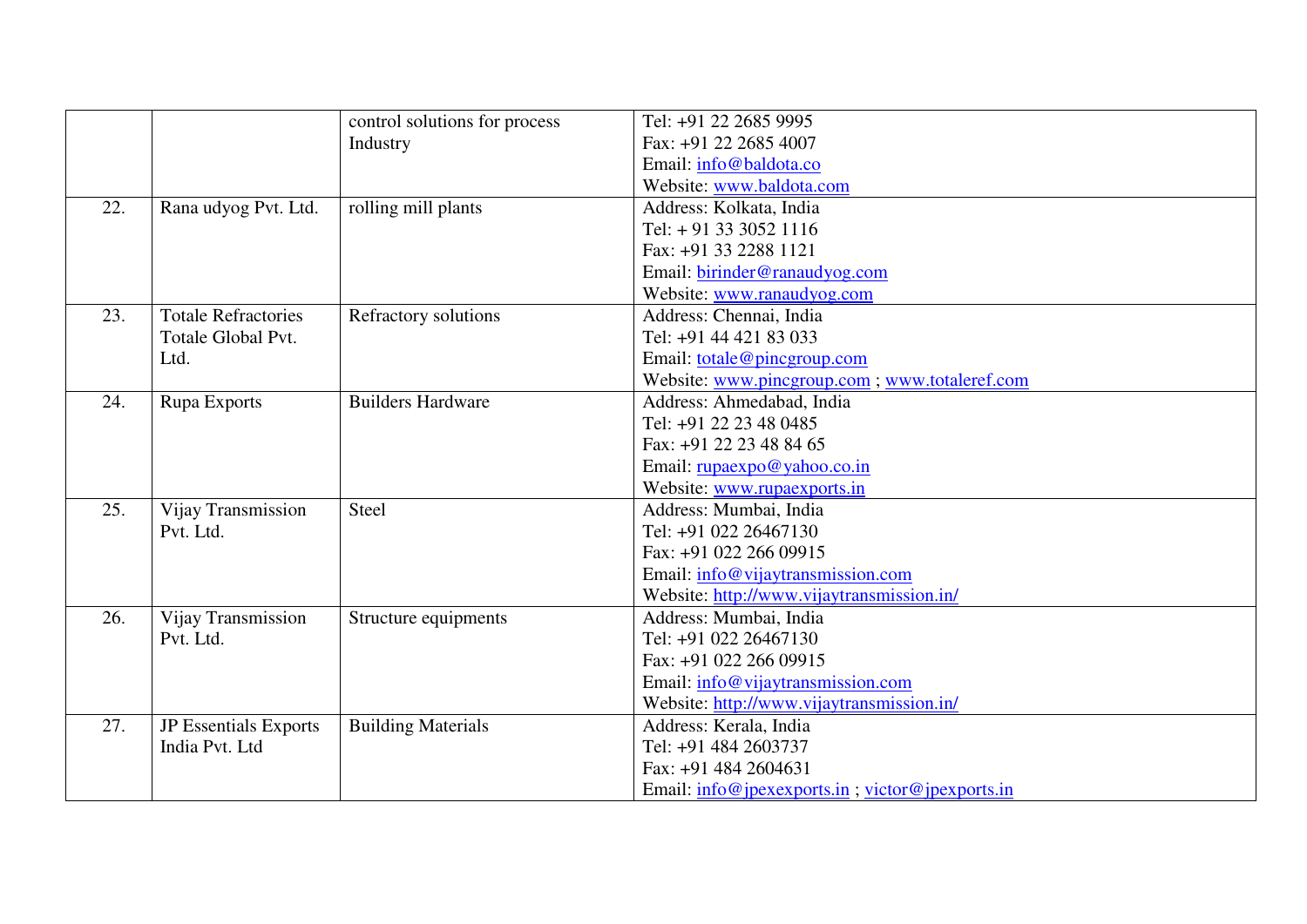| | | | |
|---|---|---|---|
| | | control solutions for process Industry | Tel: +91 22 2685 9995<br>Fax: +91 22 2685 4007<br>Email: info@baldota.co<br>Website: www.baldota.com |
| 22. | Rana udyog Pvt. Ltd. | rolling mill plants | Address: Kolkata, India<br>Tel: + 91 33 3052 1116<br>Fax: +91 33 2288 1121<br>Email: birinder@ranaudyog.com<br>Website: www.ranaudyog.com |
| 23. | Totale Refractories Totale Global Pvt. Ltd. | Refractory solutions | Address: Chennai, India<br>Tel: +91 44 421 83 033<br>Email: totale@pincgroup.com<br>Website: www.pincgroup.com ; www.totaleref.com |
| 24. | Rupa Exports | Builders Hardware | Address: Ahmedabad, India<br>Tel: +91 22 23 48 0485<br>Fax: +91 22 23 48 84 65<br>Email: rupaexpo@yahoo.co.in<br>Website: www.rupaexports.in |
| 25. | Vijay Transmission Pvt. Ltd. | Steel | Address: Mumbai, India<br>Tel: +91 022 26467130<br>Fax: +91 022 266 09915<br>Email: info@vijaytransmission.com<br>Website: http://www.vijaytransmission.in/ |
| 26. | Vijay Transmission Pvt. Ltd. | Structure equipments | Address: Mumbai, India<br>Tel: +91 022 26467130<br>Fax: +91 022 266 09915<br>Email: info@vijaytransmission.com<br>Website: http://www.vijaytransmission.in/ |
| 27. | JP Essentials Exports India Pvt. Ltd | Building Materials | Address: Kerala, India<br>Tel: +91 484 2603737<br>Fax: +91 484 2604631<br>Email: info@jpexexports.in ; victor@jpexports.in |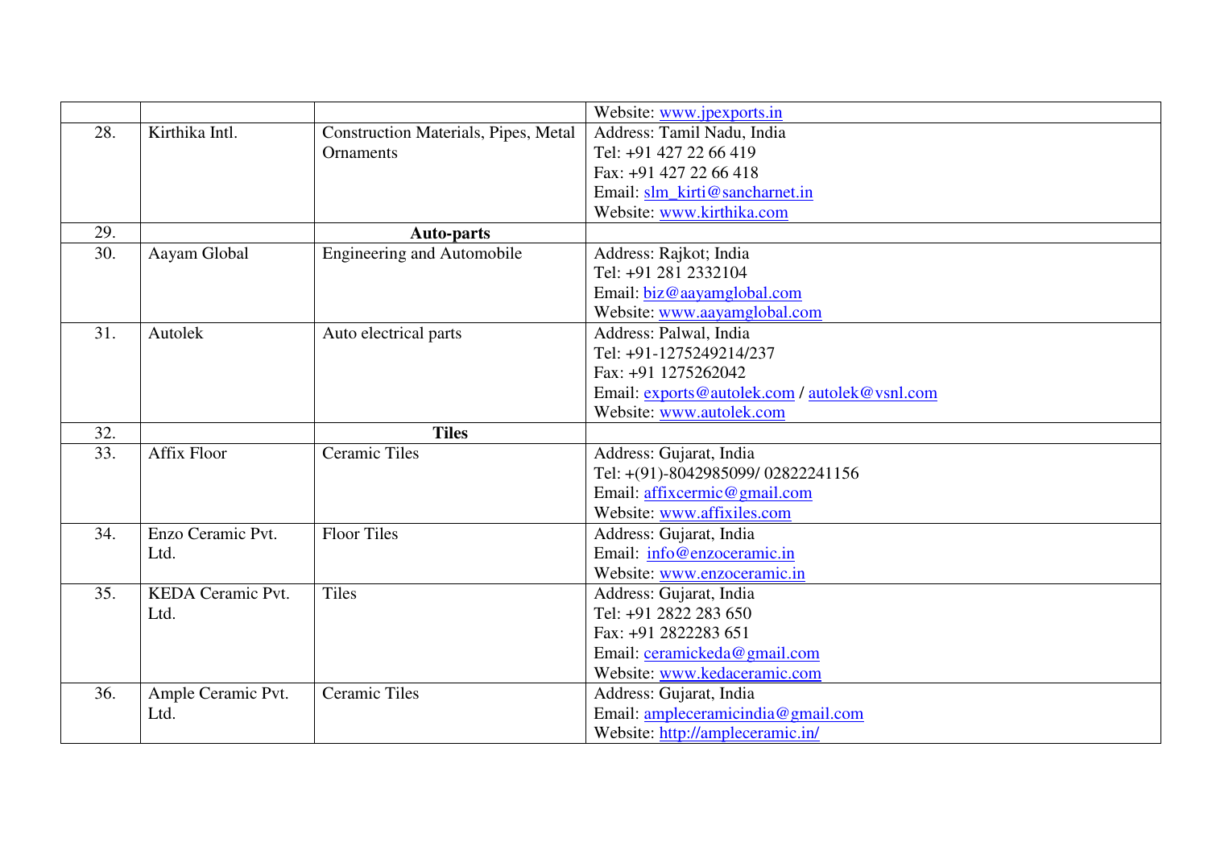| | | | |
|---|---|---|---|
| | | | Website: www.jpexports.in |
| 28. | Kirthika Intl. | Construction Materials, Pipes, Metal Ornaments | Address: Tamil Nadu, India<br>Tel: +91 427 22 66 419<br>Fax: +91 427 22 66 418<br>Email: slm_kirti@sancharnet.in<br>Website: www.kirthika.com |
| 29. | | **Auto-parts** | |
| 30. | Aayam Global | Engineering and Automobile | Address: Rajkot; India<br>Tel: +91 281 2332104<br>Email: biz@aayamglobal.com<br>Website: www.aayamglobal.com |
| 31. | Autolek | Auto electrical parts | Address: Palwal, India<br>Tel: +91-1275249214/237<br>Fax: +91 1275262042<br>Email: exports@autolek.com / autolek@vsnl.com<br>Website: www.autolek.com |
| 32. | | **Tiles** | |
| 33. | Affix Floor | Ceramic Tiles | Address: Gujarat, India<br>Tel: +(91)-8042985099/ 02822241156<br>Email: affixcermic@gmail.com<br>Website: www.affixiles.com |
| 34. | Enzo Ceramic Pvt. Ltd. | Floor Tiles | Address: Gujarat, India<br>Email: info@enzoceramic.in<br>Website: www.enzoceramic.in |
| 35. | KEDA Ceramic Pvt. Ltd. | Tiles | Address: Gujarat, India<br>Tel: +91 2822 283 650<br>Fax: +91 2822283 651<br>Email: ceramickeda@gmail.com<br>Website: www.kedaceramic.com |
| 36. | Ample Ceramic Pvt. Ltd. | Ceramic Tiles | Address: Gujarat, India<br>Email: ampleceramicindia@gmail.com<br>Website: http://ampleceramic.in/ |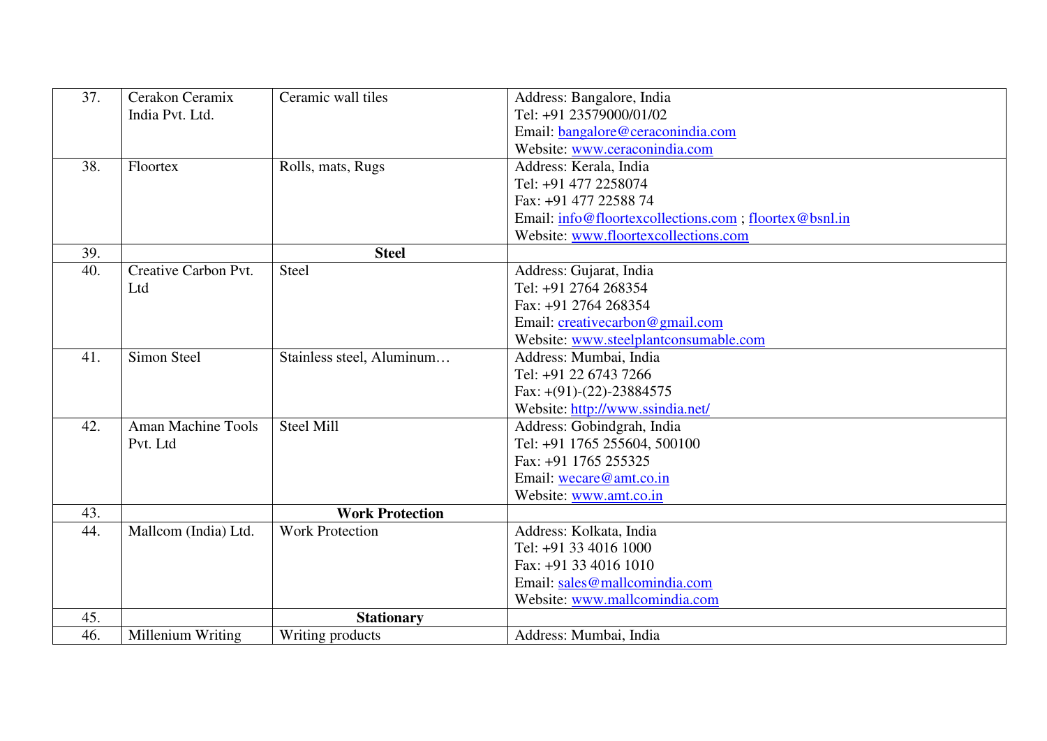| | | | |
|---|---|---|---|
| 37. | Cerakon Ceramix India Pvt. Ltd. | Ceramic wall tiles | Address: Bangalore, India<br>Tel: +91 23579000/01/02<br>Email: bangalore@ceraconindia.com<br>Website: www.ceraconindia.com |
| 38. | Floortex | Rolls, mats, Rugs | Address: Kerala, India<br>Tel: +91 477 2258074<br>Fax: +91 477 22588 74<br>Email: info@floortexcollections.com ; floortex@bsnl.in<br>Website: www.floortexcollections.com |
| 39. | | **Steel** | |
| 40. | Creative Carbon Pvt. Ltd | Steel | Address: Gujarat, India<br>Tel: +91 2764 268354<br>Fax: +91 2764 268354<br>Email: creativecarbon@gmail.com<br>Website: www.steelplantconsumable.com |
| 41. | Simon Steel | Stainless steel, Aluminum… | Address: Mumbai, India<br>Tel: +91 22 6743 7266<br>Fax: +(91)-(22)-23884575<br>Website: http://www.ssindia.net/ |
| 42. | Aman Machine Tools Pvt. Ltd | Steel Mill | Address: Gobindgrah, India<br>Tel: +91 1765 255604, 500100<br>Fax: +91 1765 255325<br>Email: wecare@amt.co.in<br>Website: www.amt.co.in |
| 43. | | **Work Protection** | |
| 44. | Mallcom (India) Ltd. | Work Protection | Address: Kolkata, India<br>Tel: +91 33 4016 1000<br>Fax: +91 33 4016 1010<br>Email: sales@mallcomindia.com<br>Website: www.mallcomindia.com |
| 45. | | **Stationary** | |
| 46. | Millenium Writing | Writing products | Address: Mumbai, India |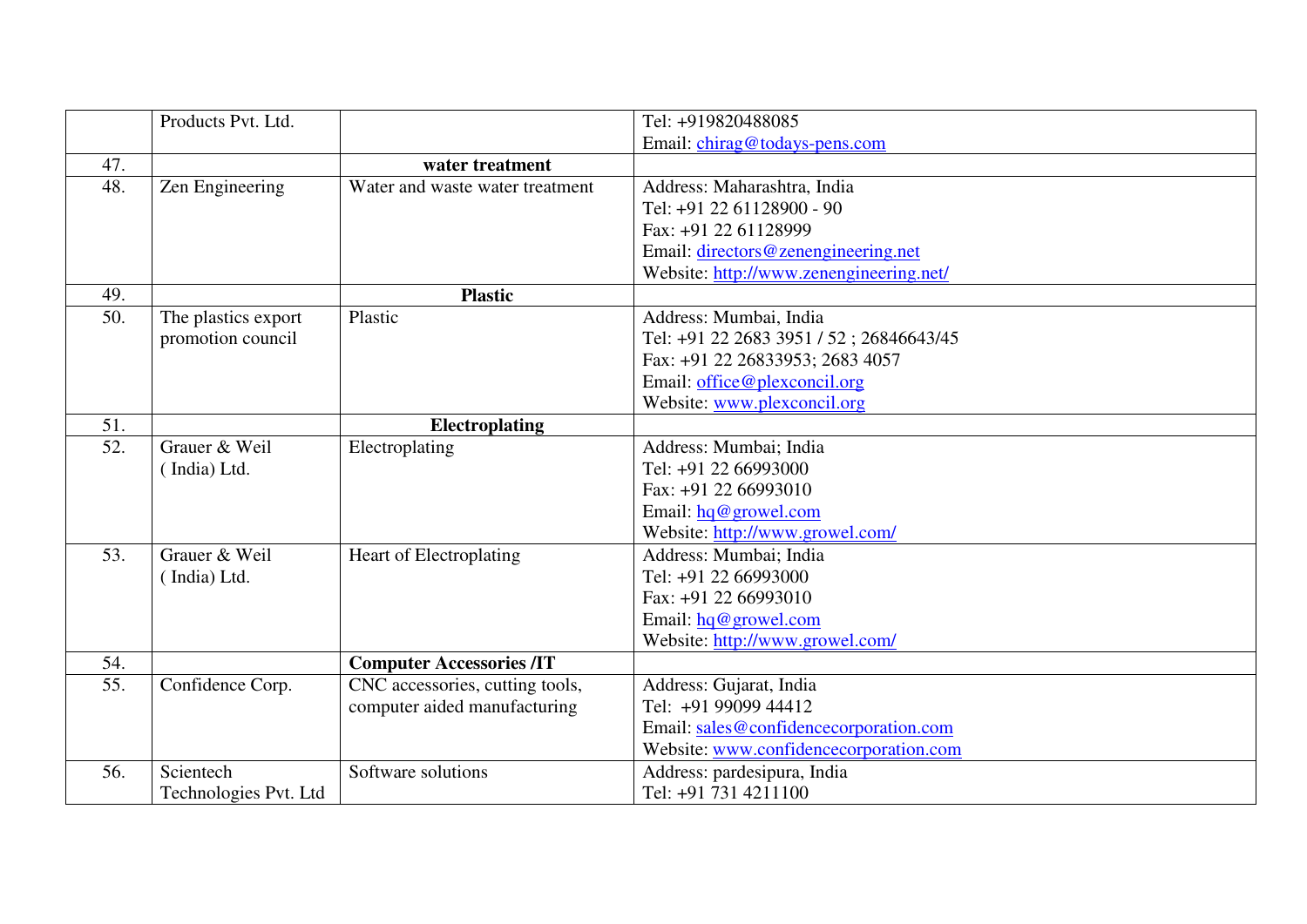|  | Products Pvt. Ltd. |  | Tel: +919820488085<br>Email: chirag@todays-pens.com |
|---|---|---|---|
| 47. |  | **water treatment** |  |
| 48. | Zen Engineering | Water and waste water treatment | Address: Maharashtra, India<br>Tel: +91 22 61128900 - 90<br>Fax: +91 22 61128999<br>Email: directors@zenengineering.net<br>Website: http://www.zenengineering.net/ |
| 49. |  | **Plastic** |  |
| 50. | The plastics export promotion council | Plastic | Address: Mumbai, India<br>Tel: +91 22 2683 3951 / 52 ; 26846643/45<br>Fax: +91 22 26833953; 2683 4057<br>Email: office@plexconcil.org<br>Website: www.plexconcil.org |
| 51. |  | **Electroplating** |  |
| 52. | Grauer & Weil ( India) Ltd. | Electroplating | Address: Mumbai; India<br>Tel: +91 22 66993000<br>Fax: +91 22 66993010<br>Email: hq@growel.com<br>Website: http://www.growel.com/ |
| 53. | Grauer & Weil ( India) Ltd. | Heart of Electroplating | Address: Mumbai; India<br>Tel: +91 22 66993000<br>Fax: +91 22 66993010<br>Email: hq@growel.com<br>Website: http://www.growel.com/ |
| 54. |  | **Computer Accessories /IT** |  |
| 55. | Confidence Corp. | CNC accessories, cutting tools, computer aided manufacturing | Address: Gujarat, India<br>Tel: +91 99099 44412<br>Email: sales@confidencecorporation.com<br>Website: www.confidencecorporation.com |
| 56. | Scientech Technologies Pvt. Ltd | Software solutions | Address: pardesipura, India<br>Tel: +91 731 4211100 |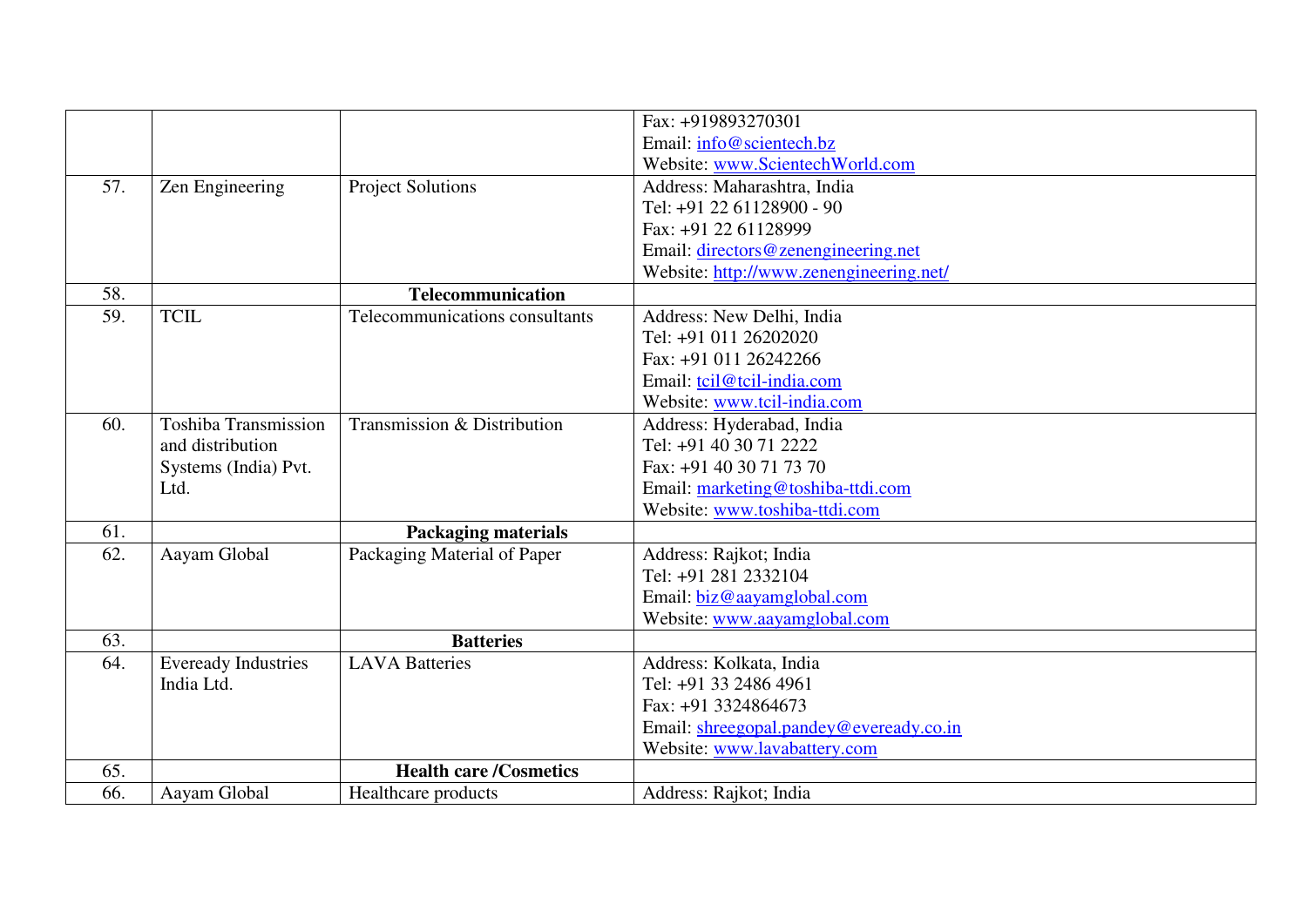| | | | |
|---|---|---|---|
| | | | Fax: +919893270301<br>Email: info@scientech.bz<br>Website: www.ScientechWorld.com |
| 57. | Zen Engineering | Project Solutions | Address: Maharashtra, India<br>Tel: +91 22 61128900 - 90<br>Fax: +91 22 61128999<br>Email: directors@zenengineering.net<br>Website: http://www.zenengineering.net/ |
| 58. | | **Telecommunication** | |
| 59. | TCIL | Telecommunications consultants | Address: New Delhi, India<br>Tel: +91 011 26202020<br>Fax: +91 011 26242266<br>Email: tcil@tcil-india.com<br>Website: www.tcil-india.com |
| 60. | Toshiba Transmission and distribution Systems (India) Pvt. Ltd. | Transmission & Distribution | Address: Hyderabad, India<br>Tel: +91 40 30 71 2222<br>Fax: +91 40 30 71 73 70<br>Email: marketing@toshiba-ttdi.com<br>Website: www.toshiba-ttdi.com |
| 61. | | **Packaging materials** | |
| 62. | Aayam Global | Packaging Material of Paper | Address: Rajkot; India<br>Tel: +91 281 2332104<br>Email: biz@aayamglobal.com<br>Website: www.aayamglobal.com |
| 63. | | **Batteries** | |
| 64. | Eveready Industries India Ltd. | LAVA Batteries | Address: Kolkata, India<br>Tel: +91 33 2486 4961<br>Fax: +91 3324864673<br>Email: shreegopal.pandey@eveready.co.in<br>Website: www.lavabattery.com |
| 65. | | **Health care /Cosmetics** | |
| 66. | Aayam Global | Healthcare products | Address: Rajkot; India |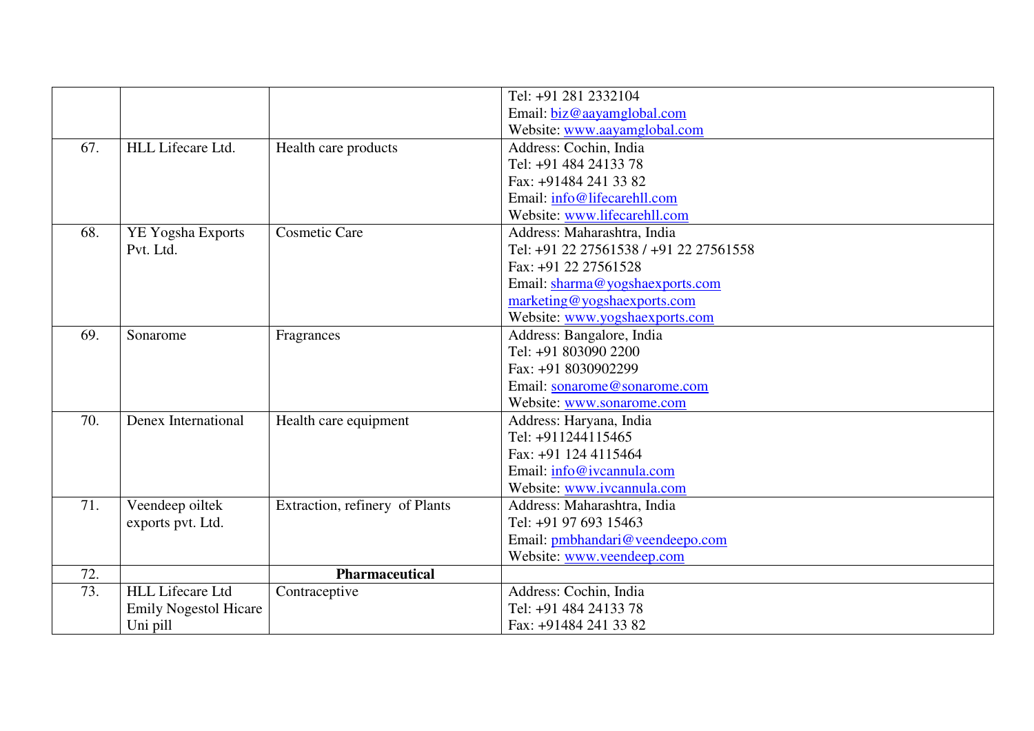| | | | |
|---|---|---|---|
| | | | Tel: +91 281 2332104<br>Email: biz@aayamglobal.com<br>Website: www.aayamglobal.com |
| 67. | HLL Lifecare Ltd. | Health care products | Address: Cochin, India<br>Tel: +91 484 24133 78<br>Fax: +91484 241 33 82<br>Email: info@lifecarehll.com<br>Website: www.lifecarehll.com |
| 68. | YE Yogsha Exports Pvt. Ltd. | Cosmetic Care | Address: Maharashtra, India<br>Tel: +91 22 27561538 / +91 22 27561558<br>Fax: +91 22 27561528<br>Email: sharma@yogshaexports.com<br>marketing@yogshaexports.com<br>Website: www.yogshaexports.com |
| 69. | Sonarome | Fragrances | Address: Bangalore, India<br>Tel: +91 803090 2200<br>Fax: +91 8030902299<br>Email: sonarome@sonarome.com<br>Website: www.sonarome.com |
| 70. | Denex International | Health care equipment | Address: Haryana, India<br>Tel: +911244115465<br>Fax: +91 124 4115464<br>Email: info@ivcannula.com<br>Website: www.ivcannula.com |
| 71. | Veendeep oiltek exports pvt. Ltd. | Extraction, refinery of Plants | Address: Maharashtra, India<br>Tel: +91 97 693 15463<br>Email: pmbhandari@veendeepo.com<br>Website: www.veendeep.com |
| 72. | | **Pharmaceutical** | |
| 73. | HLL Lifecare Ltd<br>Emily Nogestol Hicare Uni pill | Contraceptive | Address: Cochin, India<br>Tel: +91 484 24133 78<br>Fax: +91484 241 33 82 |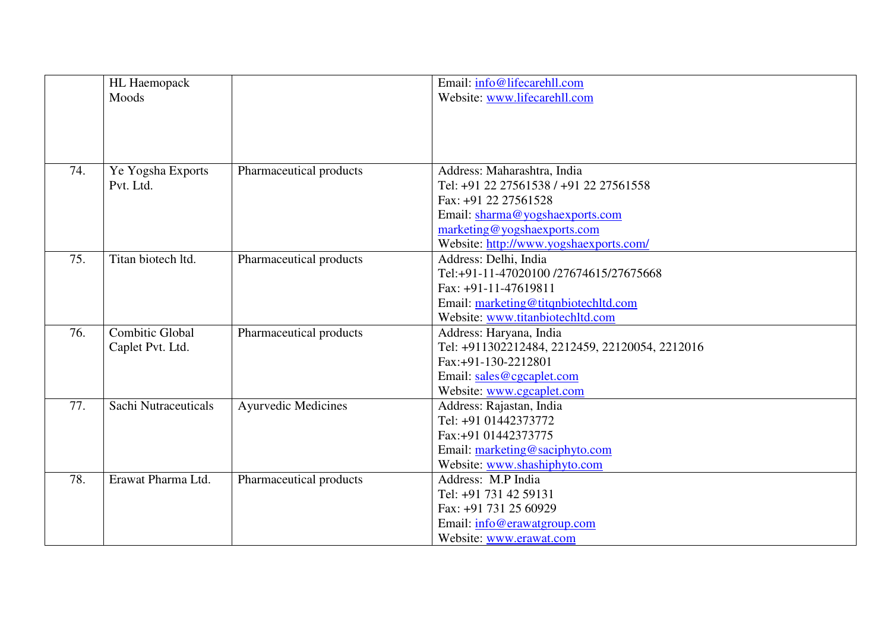|  |  |  |  |
|---|---|---|---|
|  | HL Haemopack<br>Moods |  | Email: info@lifecarehll.com<br>Website: www.lifecarehll.com |
| 74. | Ye Yogsha Exports Pvt. Ltd. | Pharmaceutical products | Address: Maharashtra, India<br>Tel: +91 22 27561538 / +91 22 27561558<br>Fax: +91 22 27561528<br>Email: sharma@yogshaexports.com<br>marketing@yogshaexports.com<br>Website: http://www.yogshaexports.com/ |
| 75. | Titan biotech ltd. | Pharmaceutical products | Address: Delhi, India<br>Tel:+91-11-47020100 /27674615/27675668<br>Fax: +91-11-47619811<br>Email: marketing@titqnbiotechltd.com<br>Website: www.titanbiotechltd.com |
| 76. | Combitic Global Caplet Pvt. Ltd. | Pharmaceutical products | Address: Haryana, India<br>Tel: +911302212484, 2212459, 22120054, 2212016<br>Fax:+91-130-2212801<br>Email: sales@cgcaplet.com<br>Website: www.cgcaplet.com |
| 77. | Sachi Nutraceuticals | Ayurvedic Medicines | Address: Rajastan, India<br>Tel: +91 01442373772<br>Fax:+91 01442373775<br>Email: marketing@saciphyto.com<br>Website: www.shashiphyto.com |
| 78. | Erawat Pharma Ltd. | Pharmaceutical products | Address: M.P India<br>Tel: +91 731 42 59131<br>Fax: +91 731 25 60929<br>Email: info@erawatgroup.com<br>Website: www.erawat.com |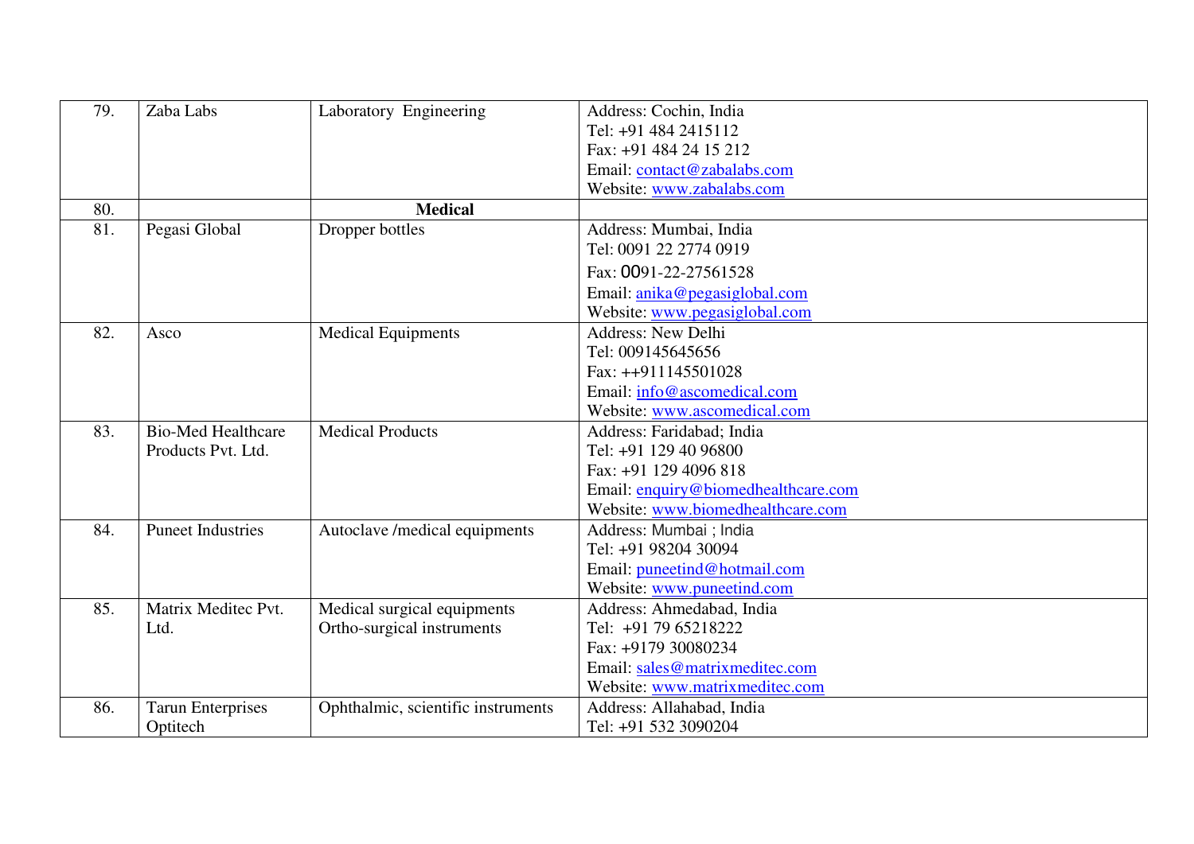| | | | |
|---|---|---|---|
| 79. | Zaba Labs | Laboratory Engineering | Address: Cochin, India<br>Tel: +91 484 2415112<br>Fax: +91 484 24 15 212<br>Email: contact@zabalabs.com<br>Website: www.zabalabs.com |
| 80. | | **Medical** | |
| 81. | Pegasi Global | Dropper bottles | Address: Mumbai, India<br>Tel: 0091 22 2774 0919<br>Fax: 0091-22-27561528<br>Email: anika@pegasiglobal.com<br>Website: www.pegasiglobal.com |
| 82. | Asco | Medical Equipments | Address: New Delhi<br>Tel: 009145645656<br>Fax: ++911145501028<br>Email: info@ascomedical.com<br>Website: www.ascomedical.com |
| 83. | Bio-Med Healthcare Products Pvt. Ltd. | Medical Products | Address: Faridabad; India<br>Tel: +91 129 40 96800<br>Fax: +91 129 4096 818<br>Email: enquiry@biomedhealthcare.com<br>Website: www.biomedhealthcare.com |
| 84. | Puneet Industries | Autoclave /medical equipments | Address: Mumbai ; India<br>Tel: +91 98204 30094<br>Email: puneetind@hotmail.com<br>Website: www.puneetind.com |
| 85. | Matrix Meditec Pvt. Ltd. | Medical surgical equipments<br>Ortho-surgical instruments | Address: Ahmedabad, India<br>Tel: +91 79 65218222<br>Fax: +9179 30080234<br>Email: sales@matrixmeditec.com<br>Website: www.matrixmeditec.com |
| 86. | Tarun Enterprises Optitech | Ophthalmic, scientific instruments | Address: Allahabad, India<br>Tel: +91 532 3090204 |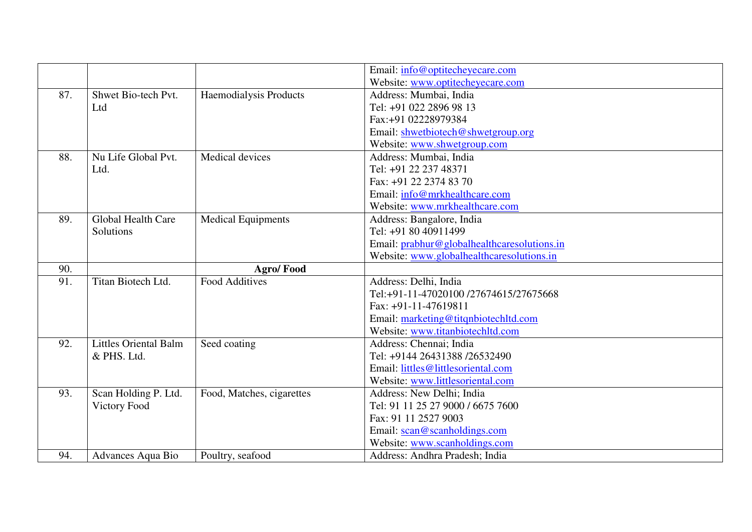| | | | |
|---|---|---|---|
| | | | Email: info@optitecheyecare.com<br>Website: www.optitecheyecare.com |
| 87. | Shwet Bio-tech Pvt. Ltd | Haemodialysis Products | Address: Mumbai, India<br>Tel: +91 022 2896 98 13<br>Fax:+91 02228979384<br>Email: shwetbiotech@shwetgroup.org<br>Website: www.shwetgroup.com |
| 88. | Nu Life Global Pvt. Ltd. | Medical devices | Address: Mumbai, India<br>Tel: +91 22 237 48371<br>Fax: +91 22 2374 83 70<br>Email: info@mrkhealthcare.com<br>Website: www.mrkhealthcare.com |
| 89. | Global Health Care Solutions | Medical Equipments | Address: Bangalore, India<br>Tel: +91 80 40911499<br>Email: prabhur@globalhealthcaresolutions.in<br>Website: www.globalhealthcaresolutions.in |
| 90. | | **Agro/ Food** | |
| 91. | Titan Biotech Ltd. | Food Additives | Address: Delhi, India<br>Tel:+91-11-47020100 /27674615/27675668<br>Fax: +91-11-47619811<br>Email: marketing@titqnbiotechltd.com<br>Website: www.titanbiotechltd.com |
| 92. | Littles Oriental Balm & PHS. Ltd. | Seed coating | Address: Chennai; India<br>Tel: +9144 26431388 /26532490<br>Email: littles@littlesoriental.com<br>Website: www.littlesoriental.com |
| 93. | Scan Holding P. Ltd. Victory Food | Food, Matches, cigarettes | Address: New Delhi; India<br>Tel: 91 11 25 27 9000 / 6675 7600<br>Fax: 91 11 2527 9003<br>Email: scan@scanholdings.com<br>Website: www.scanholdings.com |
| 94. | Advances Aqua Bio | Poultry, seafood | Address: Andhra Pradesh; India |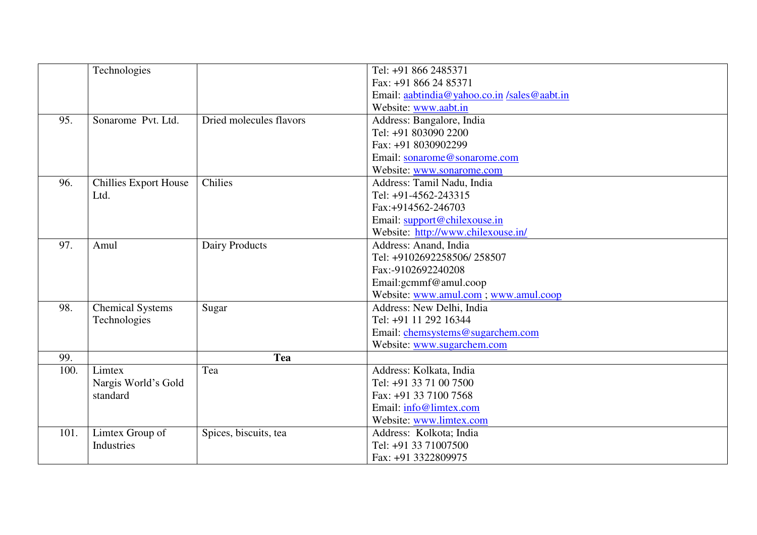|  |  |  |  |
|---|---|---|---|
|  | Technologies |  | Tel: +91 866 2485371<br>Fax: +91 866 24 85371<br>Email: aabtindia@yahoo.co.in /sales@aabt.in<br>Website: www.aabt.in |
| 95. | Sonarome Pvt. Ltd. | Dried molecules flavors | Address: Bangalore, India<br>Tel: +91 803090 2200<br>Fax: +91 8030902299<br>Email: sonarome@sonarome.com<br>Website: www.sonarome.com |
| 96. | Chillies Export House Ltd. | Chilies | Address: Tamil Nadu, India<br>Tel: +91-4562-243315<br>Fax:+914562-246703<br>Email: support@chilexouse.in<br>Website: http://www.chilexouse.in/ |
| 97. | Amul | Dairy Products | Address: Anand, India<br>Tel: +9102692258506/ 258507<br>Fax:-9102692240208<br>Email:gcmmf@amul.coop<br>Website: www.amul.com ; www.amul.coop |
| 98. | Chemical Systems Technologies | Sugar | Address: New Delhi, India<br>Tel: +91 11 292 16344<br>Email: chemsystems@sugarchem.com<br>Website: www.sugarchem.com |
| 99. |  | **Tea** |  |
| 100. | Limtex<br>Nargis World's Gold standard | Tea | Address: Kolkata, India<br>Tel: +91 33 71 00 7500<br>Fax: +91 33 7100 7568<br>Email: info@limtex.com<br>Website: www.limtex.com |
| 101. | Limtex Group of Industries | Spices, biscuits, tea | Address: Kolkota; India<br>Tel: +91 33 71007500<br>Fax: +91 3322809975 |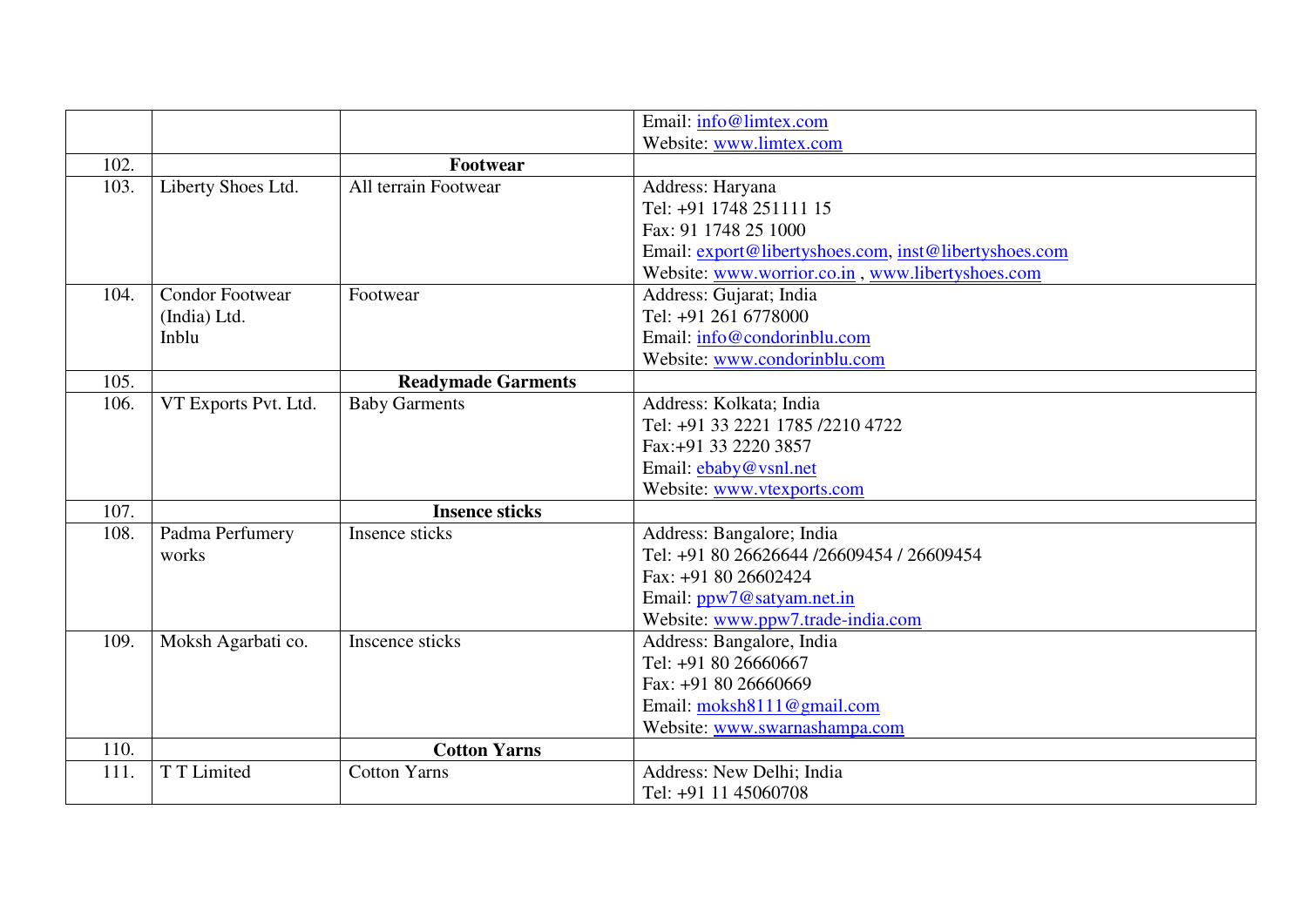| | | | |
|---|---|---|---|
| | | | Email: info@limtex.com<br>Website: www.limtex.com |
| 102. | | **Footwear** | |
| 103. | Liberty Shoes Ltd. | All terrain Footwear | Address: Haryana<br>Tel: +91 1748 251111 15<br>Fax: 91 1748 25 1000<br>Email: export@libertyshoes.com, inst@libertyshoes.com<br>Website: www.worrior.co.in , www.libertyshoes.com |
| 104. | Condor Footwear (India) Ltd. Inblu | Footwear | Address: Gujarat; India<br>Tel: +91 261 6778000<br>Email: info@condorinblu.com<br>Website: www.condorinblu.com |
| 105. | | **Readymade Garments** | |
| 106. | VT Exports Pvt. Ltd. | Baby Garments | Address: Kolkata; India<br>Tel: +91 33 2221 1785 /2210 4722<br>Fax:+91 33 2220 3857<br>Email: ebaby@vsnl.net<br>Website: www.vtexports.com |
| 107. | | **Insence sticks** | |
| 108. | Padma Perfumery works | Insence sticks | Address: Bangalore; India<br>Tel: +91 80 26626644 /26609454 / 26609454<br>Fax: +91 80 26602424<br>Email: ppw7@satyam.net.in<br>Website: www.ppw7.trade-india.com |
| 109. | Moksh Agarbati co. | Inscence sticks | Address: Bangalore, India<br>Tel: +91 80 26660667<br>Fax: +91 80 26660669<br>Email: moksh8111@gmail.com<br>Website: www.swarnashampa.com |
| 110. | | **Cotton Yarns** | |
| 111. | T T Limited | Cotton Yarns | Address: New Delhi; India<br>Tel: +91 11 45060708 |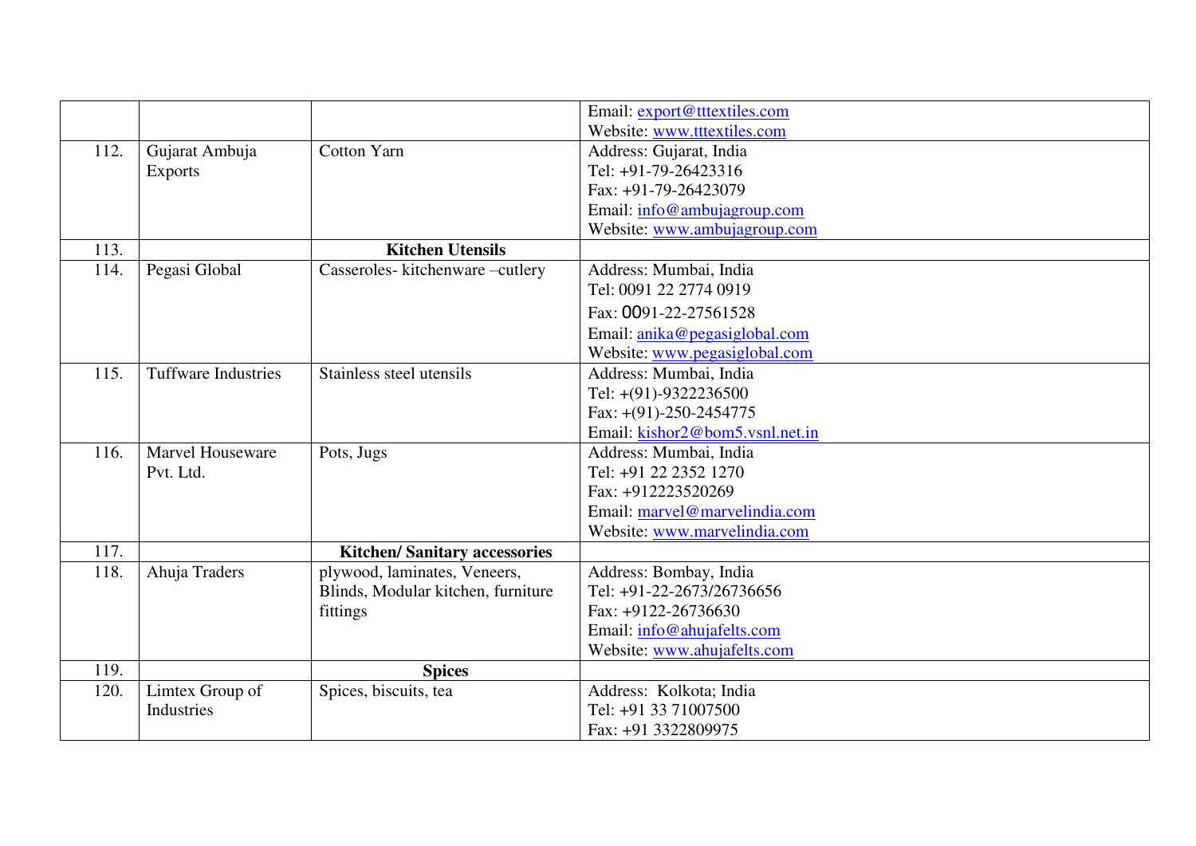| | | | |
|---|---|---|---|
| | | | Email: export@tttextiles.com<br>Website: www.tttextiles.com |
| 112. | Gujarat Ambuja Exports | Cotton Yarn | Address: Gujarat, India<br>Tel: +91-79-26423316<br>Fax: +91-79-26423079<br>Email: info@ambujagroup.com<br>Website: www.ambujagroup.com |
| 113. | | **Kitchen Utensils** | |
| 114. | Pegasi Global | Casseroles- kitchenware –cutlery | Address: Mumbai, India<br>Tel: 0091 22 2774 0919<br>Fax: 0091-22-27561528<br>Email: anika@pegasiglobal.com<br>Website: www.pegasiglobal.com |
| 115. | Tuffware Industries | Stainless steel utensils | Address: Mumbai, India<br>Tel: +(91)-9322236500<br>Fax: +(91)-250-2454775<br>Email: kishor2@bom5.vsnl.net.in |
| 116. | Marvel Houseware Pvt. Ltd. | Pots, Jugs | Address: Mumbai, India<br>Tel: +91 22 2352 1270<br>Fax: +912223520269<br>Email: marvel@marvelindia.com<br>Website: www.marvelindia.com |
| 117. | | **Kitchen/ Sanitary accessories** | |
| 118. | Ahuja Traders | plywood, laminates, Veneers, Blinds, Modular kitchen, furniture fittings | Address: Bombay, India<br>Tel: +91-22-2673/26736656<br>Fax: +9122-26736630<br>Email: info@ahujafelts.com<br>Website: www.ahujafelts.com |
| 119. | | **Spices** | |
| 120. | Limtex Group of Industries | Spices, biscuits, tea | Address: Kolkota; India<br>Tel: +91 33 71007500<br>Fax: +91 3322809975 |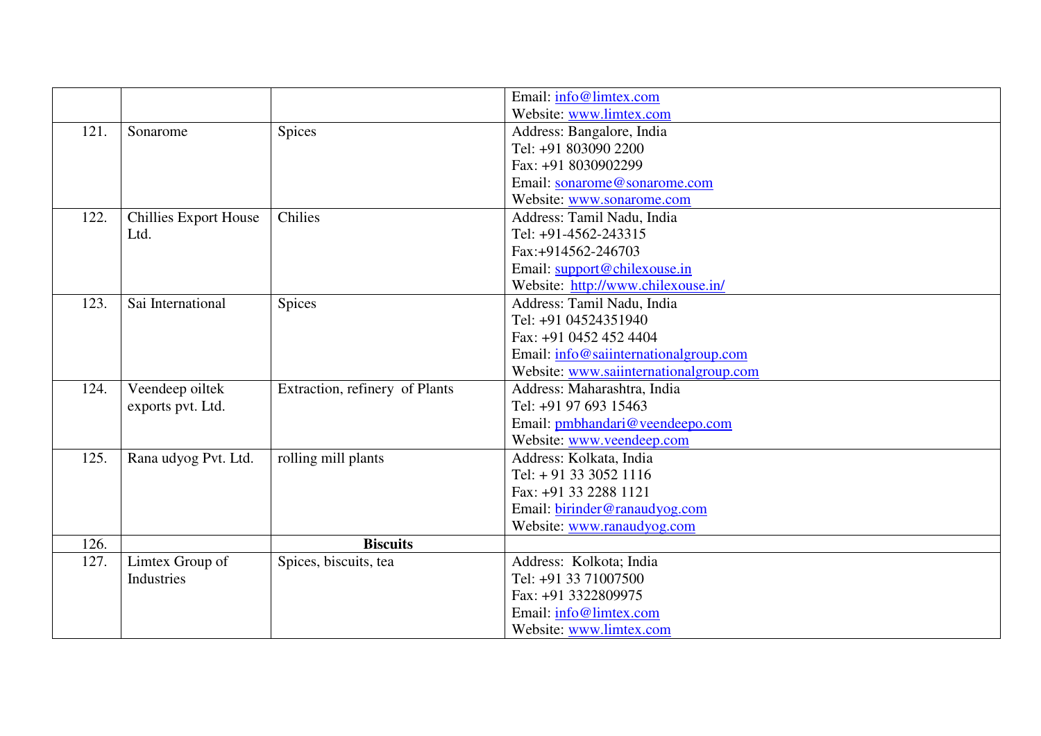| | | | |
|---|---|---|---|
| | | | Email: info@limtex.com<br>Website: www.limtex.com |
| 121. | Sonarome | Spices | Address: Bangalore, India<br>Tel: +91 803090 2200<br>Fax: +91 8030902299<br>Email: sonarome@sonarome.com<br>Website: www.sonarome.com |
| 122. | Chillies Export House Ltd. | Chilies | Address: Tamil Nadu, India<br>Tel: +91-4562-243315<br>Fax:+914562-246703<br>Email: support@chilexouse.in<br>Website: http://www.chilexouse.in/ |
| 123. | Sai International | Spices | Address: Tamil Nadu, India<br>Tel: +91 04524351940<br>Fax: +91 0452 452 4404<br>Email: info@saiinternationalgroup.com<br>Website: www.saiinternationalgroup.com |
| 124. | Veendeep oiltek exports pvt. Ltd. | Extraction, refinery of Plants | Address: Maharashtra, India<br>Tel: +91 97 693 15463<br>Email: pmbhandari@veendeepo.com<br>Website: www.veendeep.com |
| 125. | Rana udyog Pvt. Ltd. | rolling mill plants | Address: Kolkata, India<br>Tel: + 91 33 3052 1116<br>Fax: +91 33 2288 1121<br>Email: birinder@ranaudyog.com<br>Website: www.ranaudyog.com |
| 126. | | **Biscuits** | |
| 127. | Limtex Group of Industries | Spices, biscuits, tea | Address: Kolkota; India<br>Tel: +91 33 71007500<br>Fax: +91 3322809975<br>Email: info@limtex.com<br>Website: www.limtex.com |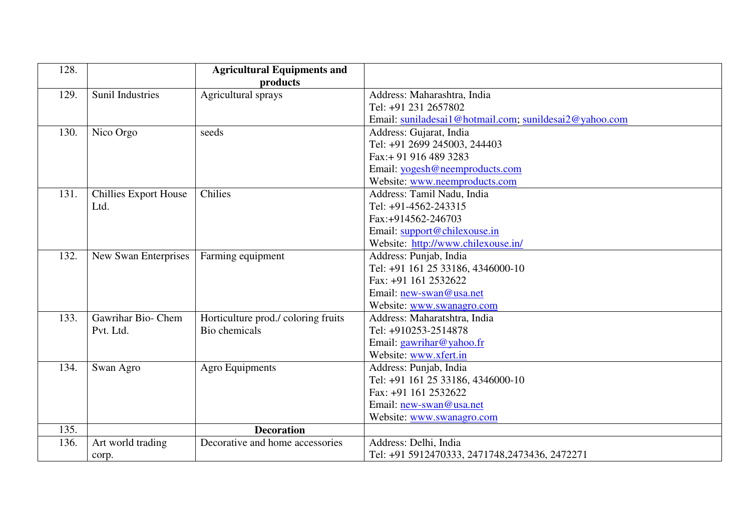| 128. | | **Agricultural Equipments and products** | |
|---|---|---|---|
| 129. | Sunil Industries | Agricultural sprays | Address: Maharashtra, India<br>Tel: +91 231 2657802<br>Email: suniladesai1@hotmail.com; sunildesai2@yahoo.com |
| 130. | Nico Orgo | seeds | Address: Gujarat, India<br>Tel: +91 2699 245003, 244403<br>Fax:+ 91 916 489 3283<br>Email: yogesh@neemproducts.com<br>Website: www.neemproducts.com |
| 131. | Chillies Export House Ltd. | Chilies | Address: Tamil Nadu, India<br>Tel: +91-4562-243315<br>Fax:+914562-246703<br>Email: support@chilexouse.in<br>Website: http://www.chilexouse.in/ |
| 132. | New Swan Enterprises | Farming equipment | Address: Punjab, India<br>Tel: +91 161 25 33186, 4346000-10<br>Fax: +91 161 2532622<br>Email: new-swan@usa.net<br>Website: www.swanagro.com |
| 133. | Gawrihar Bio- Chem Pvt. Ltd. | Horticulture prod./ coloring fruits Bio chemicals | Address: Maharatshtra, India<br>Tel: +910253-2514878<br>Email: gawrihar@yahoo.fr<br>Website: www.xfert.in |
| 134. | Swan Agro | Agro Equipments | Address: Punjab, India<br>Tel: +91 161 25 33186, 4346000-10<br>Fax: +91 161 2532622<br>Email: new-swan@usa.net<br>Website: www.swanagro.com |
| 135. | | **Decoration** | |
| 136. | Art world trading corp. | Decorative and home accessories | Address: Delhi, India<br>Tel: +91 5912470333, 2471748,2473436, 2472271 |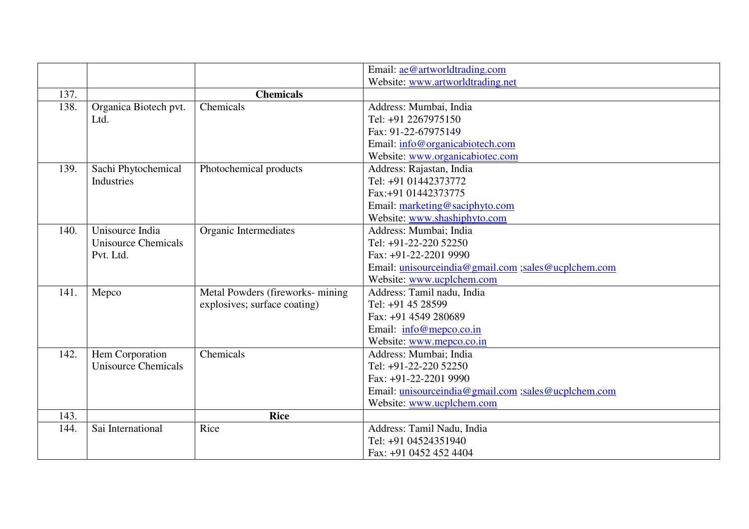| | | | |
|---|---|---|---|
| | | | Email: ae@artworldtrading.com<br>Website: www.artworldtrading.net |
| 137. | | **Chemicals** | |
| 138. | Organica Biotech pvt. Ltd. | Chemicals | Address: Mumbai, India<br>Tel: +91 2267975150<br>Fax: 91-22-67975149<br>Email: info@organicabiotech.com<br>Website: www.organicabiotec.com |
| 139. | Sachi Phytochemical Industries | Photochemical products | Address: Rajastan, India<br>Tel: +91 01442373772<br>Fax:+91 01442373775<br>Email: marketing@saciphyto.com<br>Website: www.shashiphyto.com |
| 140. | Unisource India Unisource Chemicals Pvt. Ltd. | Organic Intermediates | Address: Mumbai; India<br>Tel: +91-22-220 52250<br>Fax: +91-22-2201 9990<br>Email: unisourceindia@gmail.com ;sales@ucplchem.com<br>Website: www.ucplchem.com |
| 141. | Mepco | Metal Powders (fireworks- mining explosives; surface coating) | Address: Tamil nadu, India<br>Tel: +91 45 28599<br>Fax: +91 4549 280689<br>Email: info@mepco.co.in<br>Website: www.mepco.co.in |
| 142. | Hem Corporation Unisource Chemicals | Chemicals | Address: Mumbai; India<br>Tel: +91-22-220 52250<br>Fax: +91-22-2201 9990<br>Email: unisourceindia@gmail.com ;sales@ucplchem.com<br>Website: www.ucplchem.com |
| 143. | | **Rice** | |
| 144. | Sai International | Rice | Address: Tamil Nadu, India<br>Tel: +91 04524351940<br>Fax: +91 0452 452 4404 |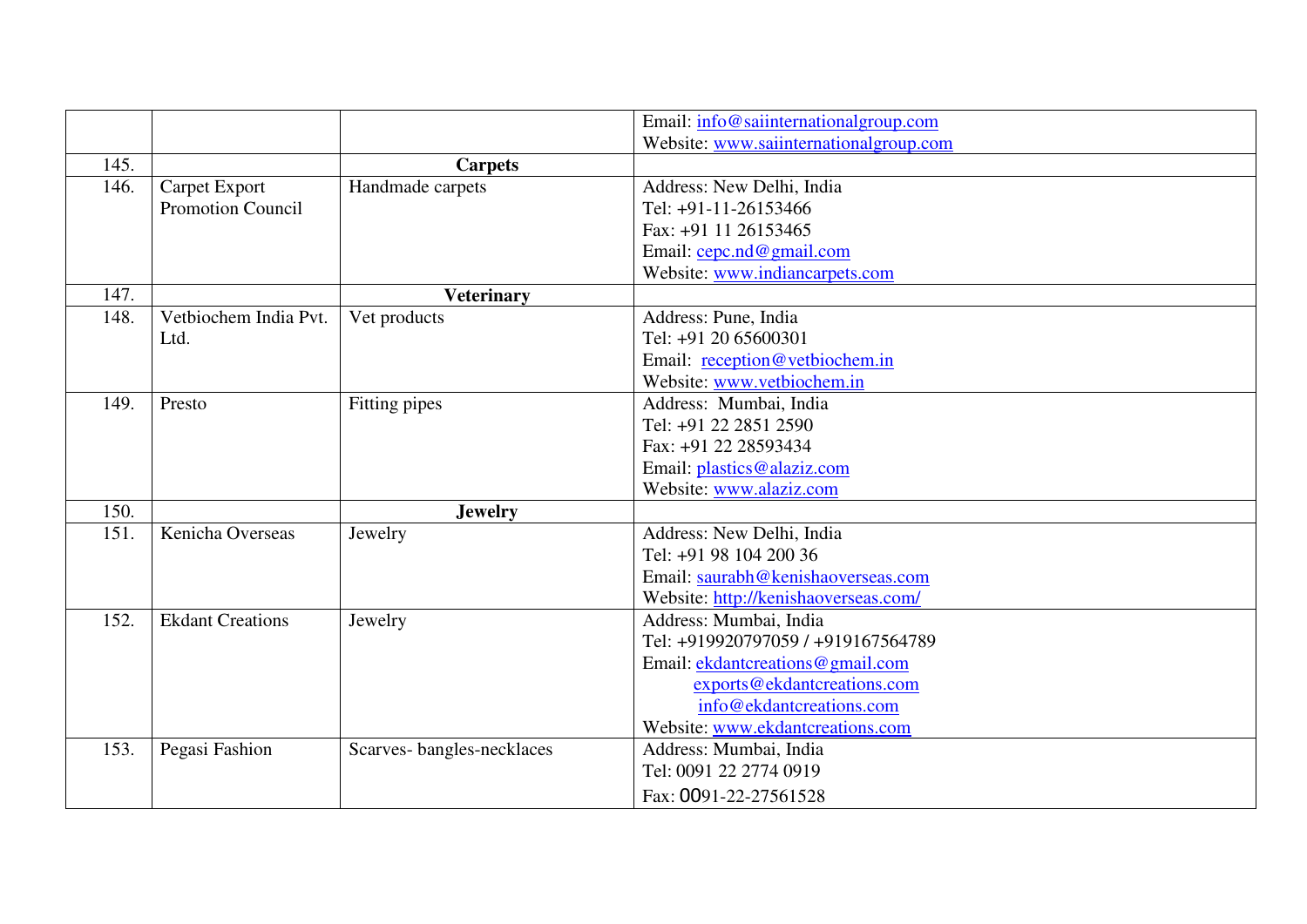| | | | |
|---|---|---|---|
| | | | Email: info@saiinternationalgroup.com<br>Website: www.saiinternationalgroup.com |
| 145. | | **Carpets** | |
| 146. | Carpet Export Promotion Council | Handmade carpets | Address: New Delhi, India<br>Tel: +91-11-26153466<br>Fax: +91 11 26153465<br>Email: cepc.nd@gmail.com<br>Website: www.indiancarpets.com |
| 147. | | **Veterinary** | |
| 148. | Vetbiochem India Pvt. Ltd. | Vet products | Address: Pune, India<br>Tel: +91 20 65600301<br>Email: reception@vetbiochem.in<br>Website: www.vetbiochem.in |
| 149. | Presto | Fitting pipes | Address: Mumbai, India<br>Tel: +91 22 2851 2590<br>Fax: +91 22 28593434<br>Email: plastics@alaziz.com<br>Website: www.alaziz.com |
| 150. | | **Jewelry** | |
| 151. | Kenicha Overseas | Jewelry | Address: New Delhi, India<br>Tel: +91 98 104 200 36<br>Email: saurabh@kenishaoverseas.com<br>Website: http://kenishaoverseas.com/ |
| 152. | Ekdant Creations | Jewelry | Address: Mumbai, India<br>Tel: +919920797059 / +919167564789<br>Email: ekdantcreations@gmail.com<br>exports@ekdantcreations.com<br>info@ekdantcreations.com<br>Website: www.ekdantcreations.com |
| 153. | Pegasi Fashion | Scarves- bangles-necklaces | Address: Mumbai, India<br>Tel: 0091 22 2774 0919<br>Fax: 0091-22-27561528 |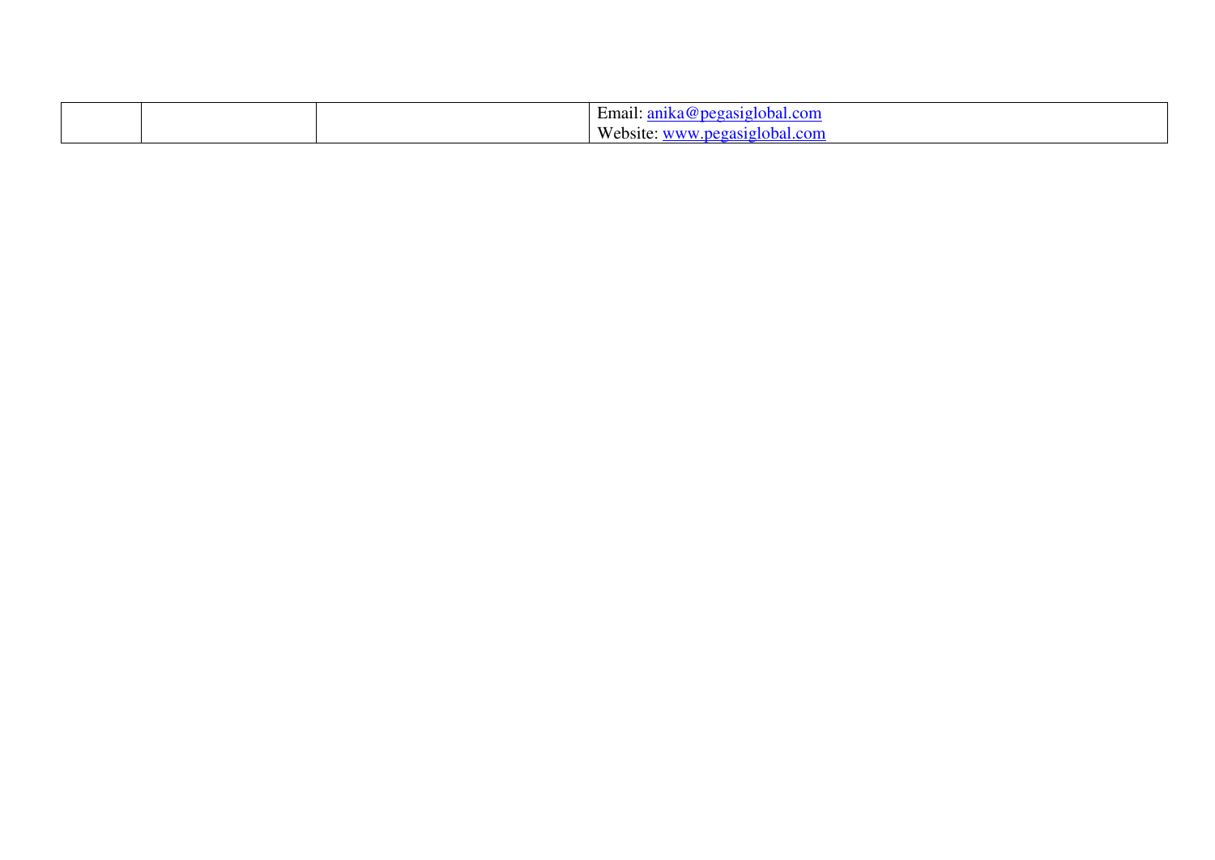| | | | |
|---|---|---|---|
| | | | Email: anika@pegasiglobal.com<br>Website: www.pegasiglobal.com |